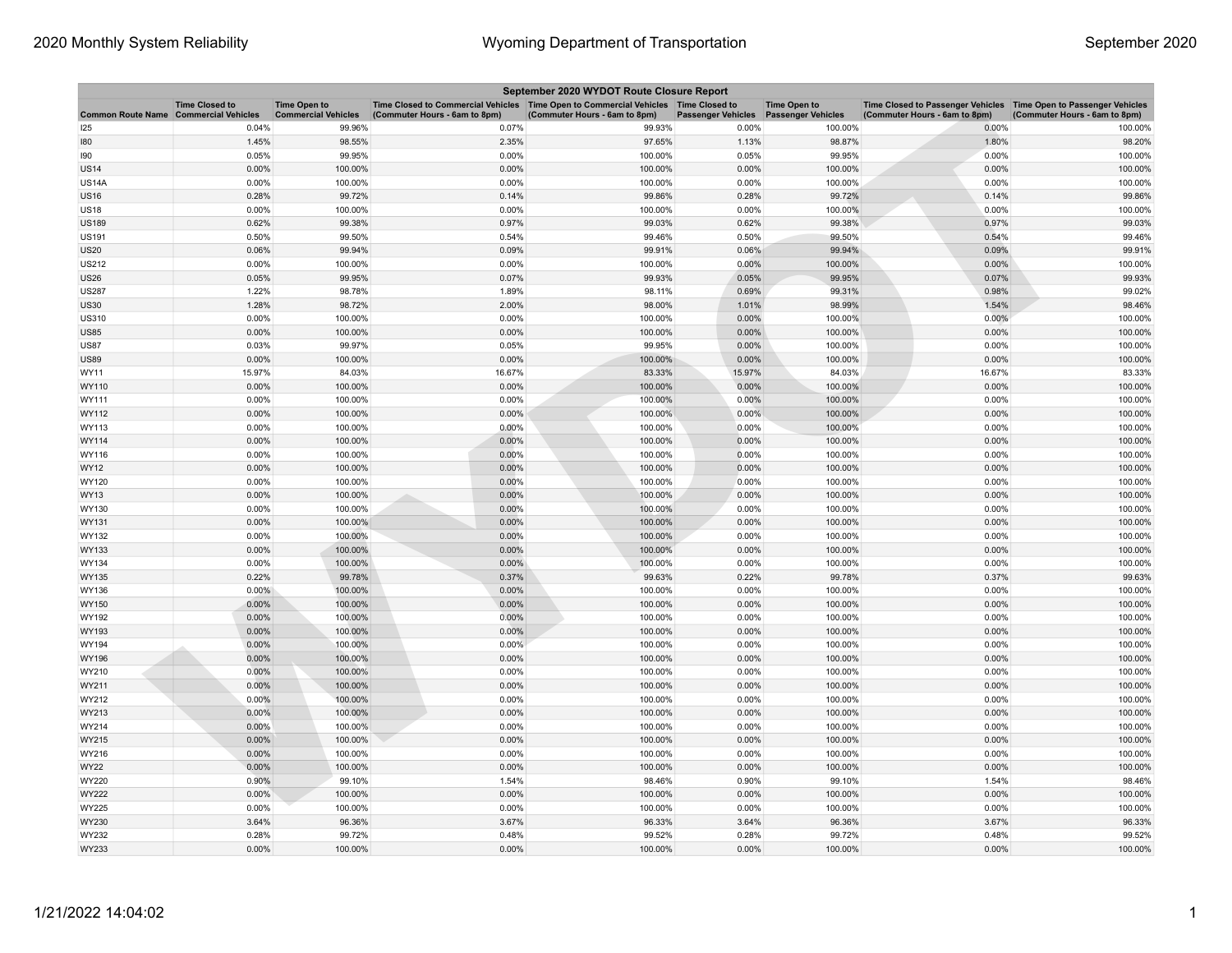| September 2020 WYDOT Route Closure Report | | | | | | | | |
|---|---|---|---|---|---|---|---|---|
| Common Route Name | Time Closed to Commercial Vehicles | Time Open to Commercial Vehicles | Time Closed to Commercial Vehicles (Commuter Hours - 6am to 8pm) | Time Open to Commercial Vehicles (Commuter Hours - 6am to 8pm) | Time Closed to Passenger Vehicles | Time Open to Passenger Vehicles | Time Closed to Passenger Vehicles (Commuter Hours - 6am to 8pm) | Time Open to Passenger Vehicles (Commuter Hours - 6am to 8pm) |
| I25 | 0.04% | 99.96% | 0.07% | 99.93% | 0.00% | 100.00% | 0.00% | 100.00% |
| I80 | 1.45% | 98.55% | 2.35% | 97.65% | 1.13% | 98.87% | 1.80% | 98.20% |
| I90 | 0.05% | 99.95% | 0.00% | 100.00% | 0.05% | 99.95% | 0.00% | 100.00% |
| US14 | 0.00% | 100.00% | 0.00% | 100.00% | 0.00% | 100.00% | 0.00% | 100.00% |
| US14A | 0.00% | 100.00% | 0.00% | 100.00% | 0.00% | 100.00% | 0.00% | 100.00% |
| US16 | 0.28% | 99.72% | 0.14% | 99.86% | 0.28% | 99.72% | 0.14% | 99.86% |
| US18 | 0.00% | 100.00% | 0.00% | 100.00% | 0.00% | 100.00% | 0.00% | 100.00% |
| US189 | 0.62% | 99.38% | 0.97% | 99.03% | 0.62% | 99.38% | 0.97% | 99.03% |
| US191 | 0.50% | 99.50% | 0.54% | 99.46% | 0.50% | 99.50% | 0.54% | 99.46% |
| US20 | 0.06% | 99.94% | 0.09% | 99.91% | 0.06% | 99.94% | 0.09% | 99.91% |
| US212 | 0.00% | 100.00% | 0.00% | 100.00% | 0.00% | 100.00% | 0.00% | 100.00% |
| US26 | 0.05% | 99.95% | 0.07% | 99.93% | 0.05% | 99.95% | 0.07% | 99.93% |
| US287 | 1.22% | 98.78% | 1.89% | 98.11% | 0.69% | 99.31% | 0.98% | 99.02% |
| US30 | 1.28% | 98.72% | 2.00% | 98.00% | 1.01% | 98.99% | 1.54% | 98.46% |
| US310 | 0.00% | 100.00% | 0.00% | 100.00% | 0.00% | 100.00% | 0.00% | 100.00% |
| US85 | 0.00% | 100.00% | 0.00% | 100.00% | 0.00% | 100.00% | 0.00% | 100.00% |
| US87 | 0.03% | 99.97% | 0.05% | 99.95% | 0.00% | 100.00% | 0.00% | 100.00% |
| US89 | 0.00% | 100.00% | 0.00% | 100.00% | 0.00% | 100.00% | 0.00% | 100.00% |
| WY11 | 15.97% | 84.03% | 16.67% | 83.33% | 15.97% | 84.03% | 16.67% | 83.33% |
| WY110 | 0.00% | 100.00% | 0.00% | 100.00% | 0.00% | 100.00% | 0.00% | 100.00% |
| WY111 | 0.00% | 100.00% | 0.00% | 100.00% | 0.00% | 100.00% | 0.00% | 100.00% |
| WY112 | 0.00% | 100.00% | 0.00% | 100.00% | 0.00% | 100.00% | 0.00% | 100.00% |
| WY113 | 0.00% | 100.00% | 0.00% | 100.00% | 0.00% | 100.00% | 0.00% | 100.00% |
| WY114 | 0.00% | 100.00% | 0.00% | 100.00% | 0.00% | 100.00% | 0.00% | 100.00% |
| WY116 | 0.00% | 100.00% | 0.00% | 100.00% | 0.00% | 100.00% | 0.00% | 100.00% |
| WY12 | 0.00% | 100.00% | 0.00% | 100.00% | 0.00% | 100.00% | 0.00% | 100.00% |
| WY120 | 0.00% | 100.00% | 0.00% | 100.00% | 0.00% | 100.00% | 0.00% | 100.00% |
| WY13 | 0.00% | 100.00% | 0.00% | 100.00% | 0.00% | 100.00% | 0.00% | 100.00% |
| WY130 | 0.00% | 100.00% | 0.00% | 100.00% | 0.00% | 100.00% | 0.00% | 100.00% |
| WY131 | 0.00% | 100.00% | 0.00% | 100.00% | 0.00% | 100.00% | 0.00% | 100.00% |
| WY132 | 0.00% | 100.00% | 0.00% | 100.00% | 0.00% | 100.00% | 0.00% | 100.00% |
| WY133 | 0.00% | 100.00% | 0.00% | 100.00% | 0.00% | 100.00% | 0.00% | 100.00% |
| WY134 | 0.00% | 100.00% | 0.00% | 100.00% | 0.00% | 100.00% | 0.00% | 100.00% |
| WY135 | 0.22% | 99.78% | 0.37% | 99.63% | 0.22% | 99.78% | 0.37% | 99.63% |
| WY136 | 0.00% | 100.00% | 0.00% | 100.00% | 0.00% | 100.00% | 0.00% | 100.00% |
| WY150 | 0.00% | 100.00% | 0.00% | 100.00% | 0.00% | 100.00% | 0.00% | 100.00% |
| WY192 | 0.00% | 100.00% | 0.00% | 100.00% | 0.00% | 100.00% | 0.00% | 100.00% |
| WY193 | 0.00% | 100.00% | 0.00% | 100.00% | 0.00% | 100.00% | 0.00% | 100.00% |
| WY194 | 0.00% | 100.00% | 0.00% | 100.00% | 0.00% | 100.00% | 0.00% | 100.00% |
| WY196 | 0.00% | 100.00% | 0.00% | 100.00% | 0.00% | 100.00% | 0.00% | 100.00% |
| WY210 | 0.00% | 100.00% | 0.00% | 100.00% | 0.00% | 100.00% | 0.00% | 100.00% |
| WY211 | 0.00% | 100.00% | 0.00% | 100.00% | 0.00% | 100.00% | 0.00% | 100.00% |
| WY212 | 0.00% | 100.00% | 0.00% | 100.00% | 0.00% | 100.00% | 0.00% | 100.00% |
| WY213 | 0.00% | 100.00% | 0.00% | 100.00% | 0.00% | 100.00% | 0.00% | 100.00% |
| WY214 | 0.00% | 100.00% | 0.00% | 100.00% | 0.00% | 100.00% | 0.00% | 100.00% |
| WY215 | 0.00% | 100.00% | 0.00% | 100.00% | 0.00% | 100.00% | 0.00% | 100.00% |
| WY216 | 0.00% | 100.00% | 0.00% | 100.00% | 0.00% | 100.00% | 0.00% | 100.00% |
| WY22 | 0.00% | 100.00% | 0.00% | 100.00% | 0.00% | 100.00% | 0.00% | 100.00% |
| WY220 | 0.90% | 99.10% | 1.54% | 98.46% | 0.90% | 99.10% | 1.54% | 98.46% |
| WY222 | 0.00% | 100.00% | 0.00% | 100.00% | 0.00% | 100.00% | 0.00% | 100.00% |
| WY225 | 0.00% | 100.00% | 0.00% | 100.00% | 0.00% | 100.00% | 0.00% | 100.00% |
| WY230 | 3.64% | 96.36% | 3.67% | 96.33% | 3.64% | 96.36% | 3.67% | 96.33% |
| WY232 | 0.28% | 99.72% | 0.48% | 99.52% | 0.28% | 99.72% | 0.48% | 99.52% |
| WY233 | 0.00% | 100.00% | 0.00% | 100.00% | 0.00% | 100.00% | 0.00% | 100.00% |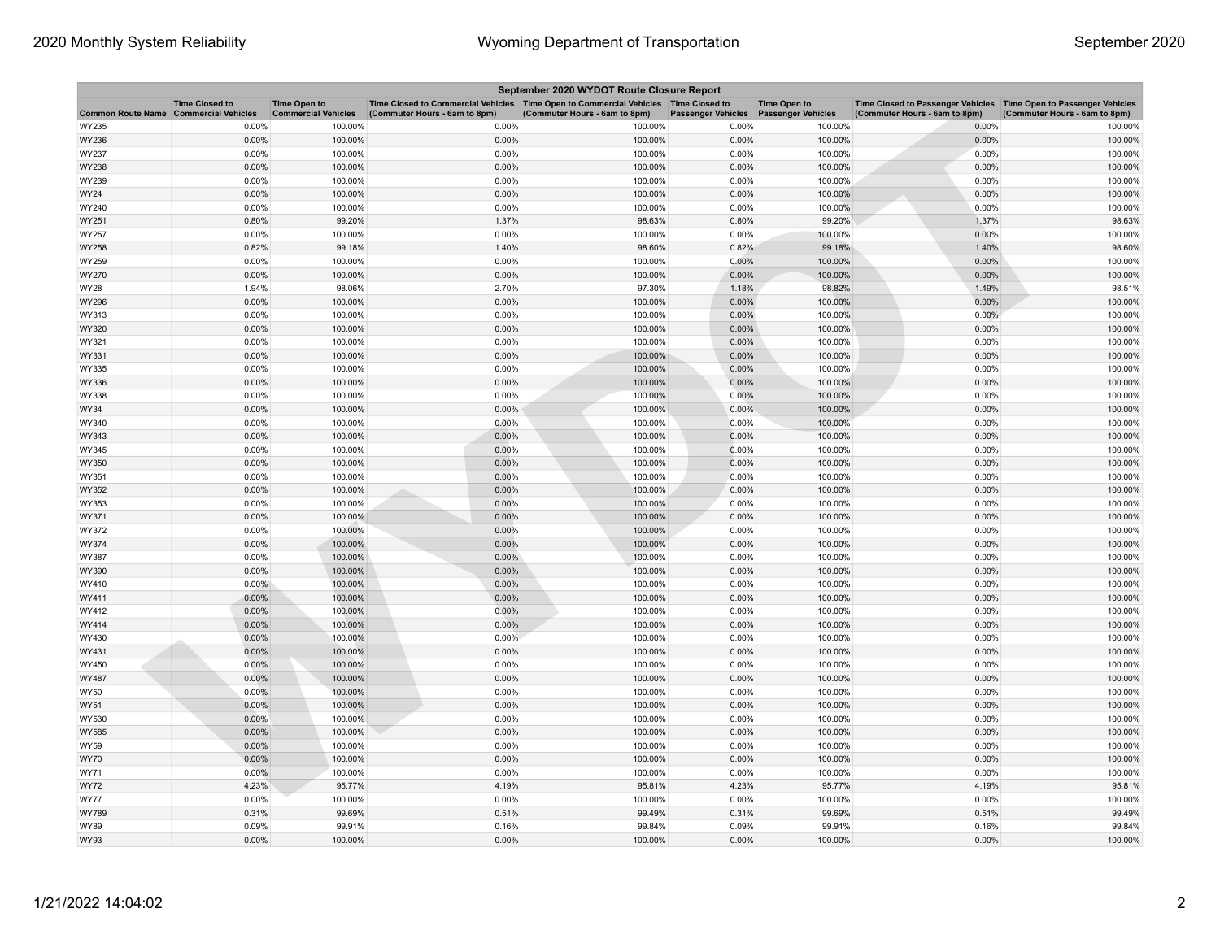| September 2020 WYDOT Route Closure Report | | | | | | | | |
|---|---|---|---|---|---|---|---|---|
| Common Route Name | Time Closed to Commercial Vehicles | Time Open to Commercial Vehicles | Time Closed to Commercial Vehicles (Commuter Hours - 6am to 8pm) | Time Open to Commercial Vehicles (Commuter Hours - 6am to 8pm) | Time Closed to Passenger Vehicles | Time Open to Passenger Vehicles | Time Closed to Passenger Vehicles (Commuter Hours - 6am to 8pm) | Time Open to Passenger Vehicles (Commuter Hours - 6am to 8pm) |
| WY235 | 0.00% | 100.00% | 0.00% | 100.00% | 0.00% | 100.00% | 0.00% | 100.00% |
| WY236 | 0.00% | 100.00% | 0.00% | 100.00% | 0.00% | 100.00% | 0.00% | 100.00% |
| WY237 | 0.00% | 100.00% | 0.00% | 100.00% | 0.00% | 100.00% | 0.00% | 100.00% |
| WY238 | 0.00% | 100.00% | 0.00% | 100.00% | 0.00% | 100.00% | 0.00% | 100.00% |
| WY239 | 0.00% | 100.00% | 0.00% | 100.00% | 0.00% | 100.00% | 0.00% | 100.00% |
| WY24 | 0.00% | 100.00% | 0.00% | 100.00% | 0.00% | 100.00% | 0.00% | 100.00% |
| WY240 | 0.00% | 100.00% | 0.00% | 100.00% | 0.00% | 100.00% | 0.00% | 100.00% |
| WY251 | 0.80% | 99.20% | 1.37% | 98.63% | 0.80% | 99.20% | 1.37% | 98.63% |
| WY257 | 0.00% | 100.00% | 0.00% | 100.00% | 0.00% | 100.00% | 0.00% | 100.00% |
| WY258 | 0.82% | 99.18% | 1.40% | 98.60% | 0.82% | 99.18% | 1.40% | 98.60% |
| WY259 | 0.00% | 100.00% | 0.00% | 100.00% | 0.00% | 100.00% | 0.00% | 100.00% |
| WY270 | 0.00% | 100.00% | 0.00% | 100.00% | 0.00% | 100.00% | 0.00% | 100.00% |
| WY28 | 1.94% | 98.06% | 2.70% | 97.30% | 1.18% | 98.82% | 1.49% | 98.51% |
| WY296 | 0.00% | 100.00% | 0.00% | 100.00% | 0.00% | 100.00% | 0.00% | 100.00% |
| WY313 | 0.00% | 100.00% | 0.00% | 100.00% | 0.00% | 100.00% | 0.00% | 100.00% |
| WY320 | 0.00% | 100.00% | 0.00% | 100.00% | 0.00% | 100.00% | 0.00% | 100.00% |
| WY321 | 0.00% | 100.00% | 0.00% | 100.00% | 0.00% | 100.00% | 0.00% | 100.00% |
| WY331 | 0.00% | 100.00% | 0.00% | 100.00% | 0.00% | 100.00% | 0.00% | 100.00% |
| WY335 | 0.00% | 100.00% | 0.00% | 100.00% | 0.00% | 100.00% | 0.00% | 100.00% |
| WY336 | 0.00% | 100.00% | 0.00% | 100.00% | 0.00% | 100.00% | 0.00% | 100.00% |
| WY338 | 0.00% | 100.00% | 0.00% | 100.00% | 0.00% | 100.00% | 0.00% | 100.00% |
| WY34 | 0.00% | 100.00% | 0.00% | 100.00% | 0.00% | 100.00% | 0.00% | 100.00% |
| WY340 | 0.00% | 100.00% | 0.00% | 100.00% | 0.00% | 100.00% | 0.00% | 100.00% |
| WY343 | 0.00% | 100.00% | 0.00% | 100.00% | 0.00% | 100.00% | 0.00% | 100.00% |
| WY345 | 0.00% | 100.00% | 0.00% | 100.00% | 0.00% | 100.00% | 0.00% | 100.00% |
| WY350 | 0.00% | 100.00% | 0.00% | 100.00% | 0.00% | 100.00% | 0.00% | 100.00% |
| WY351 | 0.00% | 100.00% | 0.00% | 100.00% | 0.00% | 100.00% | 0.00% | 100.00% |
| WY352 | 0.00% | 100.00% | 0.00% | 100.00% | 0.00% | 100.00% | 0.00% | 100.00% |
| WY353 | 0.00% | 100.00% | 0.00% | 100.00% | 0.00% | 100.00% | 0.00% | 100.00% |
| WY371 | 0.00% | 100.00% | 0.00% | 100.00% | 0.00% | 100.00% | 0.00% | 100.00% |
| WY372 | 0.00% | 100.00% | 0.00% | 100.00% | 0.00% | 100.00% | 0.00% | 100.00% |
| WY374 | 0.00% | 100.00% | 0.00% | 100.00% | 0.00% | 100.00% | 0.00% | 100.00% |
| WY387 | 0.00% | 100.00% | 0.00% | 100.00% | 0.00% | 100.00% | 0.00% | 100.00% |
| WY390 | 0.00% | 100.00% | 0.00% | 100.00% | 0.00% | 100.00% | 0.00% | 100.00% |
| WY410 | 0.00% | 100.00% | 0.00% | 100.00% | 0.00% | 100.00% | 0.00% | 100.00% |
| WY411 | 0.00% | 100.00% | 0.00% | 100.00% | 0.00% | 100.00% | 0.00% | 100.00% |
| WY412 | 0.00% | 100.00% | 0.00% | 100.00% | 0.00% | 100.00% | 0.00% | 100.00% |
| WY414 | 0.00% | 100.00% | 0.00% | 100.00% | 0.00% | 100.00% | 0.00% | 100.00% |
| WY430 | 0.00% | 100.00% | 0.00% | 100.00% | 0.00% | 100.00% | 0.00% | 100.00% |
| WY431 | 0.00% | 100.00% | 0.00% | 100.00% | 0.00% | 100.00% | 0.00% | 100.00% |
| WY450 | 0.00% | 100.00% | 0.00% | 100.00% | 0.00% | 100.00% | 0.00% | 100.00% |
| WY487 | 0.00% | 100.00% | 0.00% | 100.00% | 0.00% | 100.00% | 0.00% | 100.00% |
| WY50 | 0.00% | 100.00% | 0.00% | 100.00% | 0.00% | 100.00% | 0.00% | 100.00% |
| WY51 | 0.00% | 100.00% | 0.00% | 100.00% | 0.00% | 100.00% | 0.00% | 100.00% |
| WY530 | 0.00% | 100.00% | 0.00% | 100.00% | 0.00% | 100.00% | 0.00% | 100.00% |
| WY585 | 0.00% | 100.00% | 0.00% | 100.00% | 0.00% | 100.00% | 0.00% | 100.00% |
| WY59 | 0.00% | 100.00% | 0.00% | 100.00% | 0.00% | 100.00% | 0.00% | 100.00% |
| WY70 | 0.00% | 100.00% | 0.00% | 100.00% | 0.00% | 100.00% | 0.00% | 100.00% |
| WY71 | 0.00% | 100.00% | 0.00% | 100.00% | 0.00% | 100.00% | 0.00% | 100.00% |
| WY72 | 4.23% | 95.77% | 4.19% | 95.81% | 4.23% | 95.77% | 4.19% | 95.81% |
| WY77 | 0.00% | 100.00% | 0.00% | 100.00% | 0.00% | 100.00% | 0.00% | 100.00% |
| WY789 | 0.31% | 99.69% | 0.51% | 99.49% | 0.31% | 99.69% | 0.51% | 99.49% |
| WY89 | 0.09% | 99.91% | 0.16% | 99.84% | 0.09% | 99.91% | 0.16% | 99.84% |
| WY93 | 0.00% | 100.00% | 0.00% | 100.00% | 0.00% | 100.00% | 0.00% | 100.00% |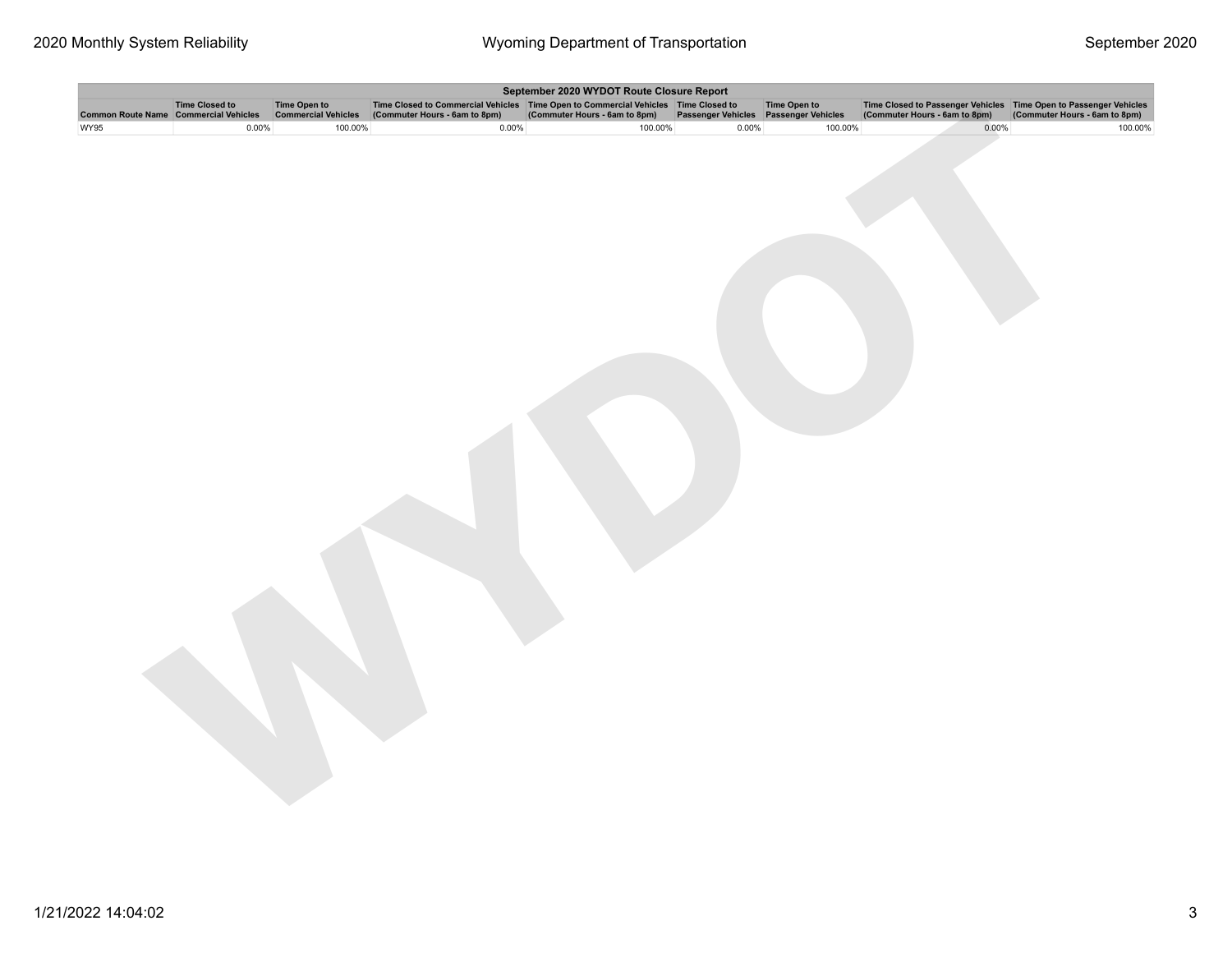| September 2020 WYDOT Route Closure Report | | | | | | | | |
|---|---|---|---|---|---|---|---|---|
| Common Route Name | Time Closed to Commercial Vehicles | Time Open to Commercial Vehicles | Time Closed to Commercial Vehicles (Commuter Hours - 6am to 8pm) | Time Open to Commercial Vehicles (Commuter Hours - 6am to 8pm) | Time Closed to Passenger Vehicles | Time Open to Passenger Vehicles | Time Closed to Passenger Vehicles (Commuter Hours - 6am to 8pm) | Time Open to Passenger Vehicles (Commuter Hours - 6am to 8pm) |
| WY95 | 0.00% | 100.00% | 0.00% | 100.00% | 0.00% | 100.00% | 0.00% | 100.00% |